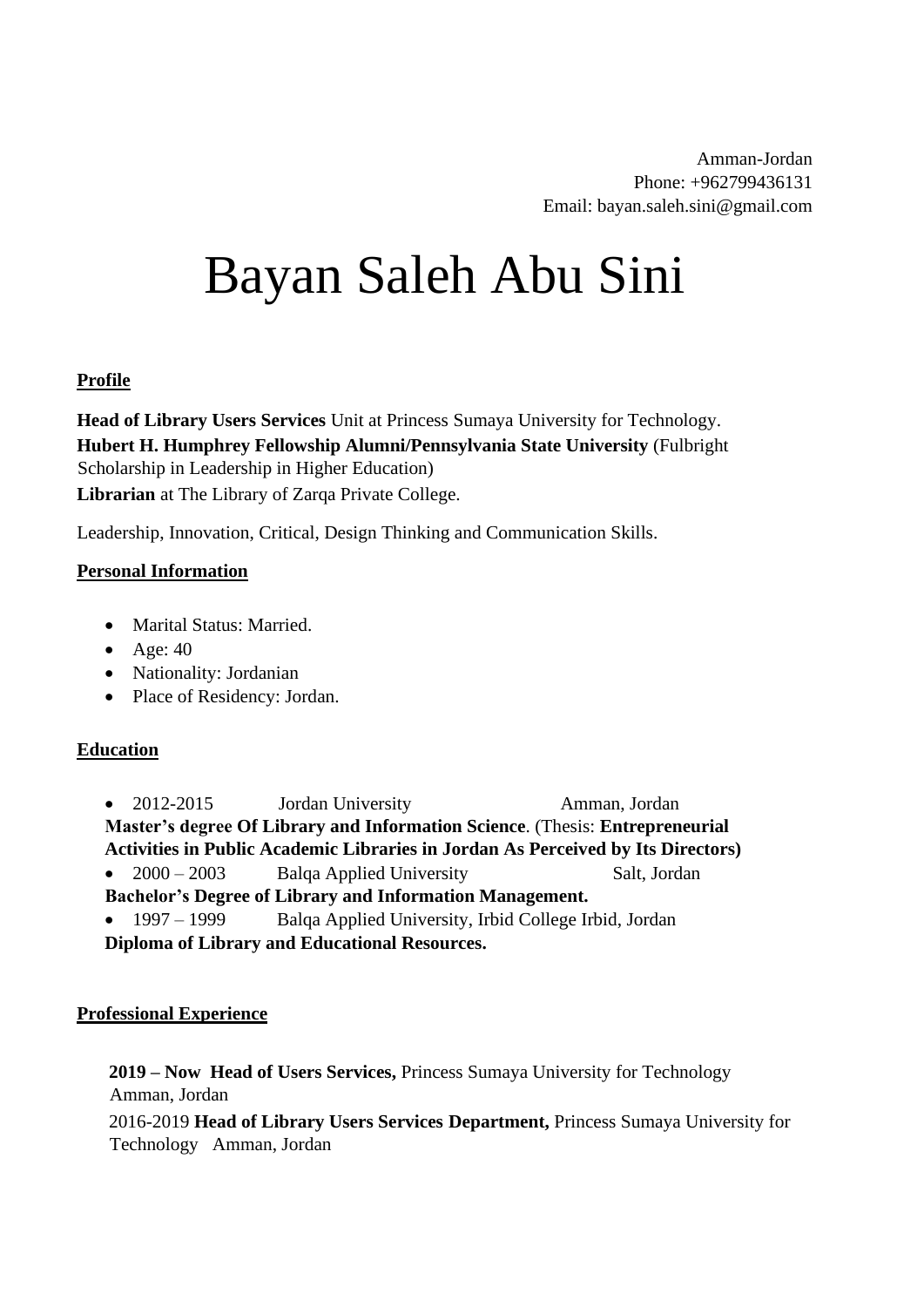Amman-Jordan
Phone: +962799436131
Email: bayan.saleh.sini@gmail.com

# Bayan Saleh Abu Sini

## Profile

**Head of Library Users Services** Unit at Princess Sumaya University for Technology.
**Hubert H. Humphrey Fellowship Alumni/Pennsylvania State University** (Fulbright Scholarship in Leadership in Higher Education)
**Librarian** at The Library of Zarqa Private College.

Leadership, Innovation, Critical, Design Thinking and Communication Skills.

## Personal Information

- Marital Status: Married.
- Age: 40
- Nationality: Jordanian
- Place of Residency: Jordan.

## Education

- 2012-2015 Jordan University Amman, Jordan

**Master's degree Of Library and Information Science**. (Thesis: **Entrepreneurial Activities in Public Academic Libraries in Jordan As Perceived by Its Directors)**

- 2000 – 2003 Balqa Applied University Salt, Jordan

**Bachelor's Degree of Library and Information Management.**

- 1997 – 1999 Balqa Applied University, Irbid College Irbid, Jordan

**Diploma of Library and Educational Resources.**

## Professional Experience

**2019 – Now Head of Users Services,** Princess Sumaya University for Technology Amman, Jordan

2016-2019 **Head of Library Users Services Department,** Princess Sumaya University for Technology Amman, Jordan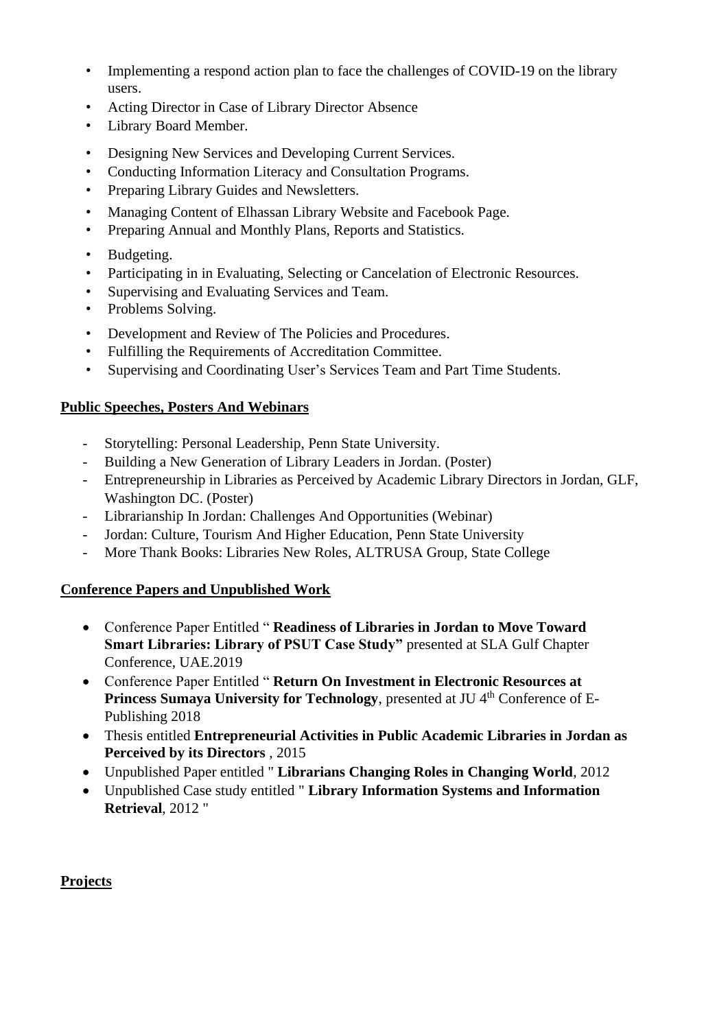- Implementing a respond action plan to face the challenges of COVID-19 on the library users.
- Acting Director in Case of Library Director Absence
- Library Board Member.
- Designing New Services and Developing Current Services.
- Conducting Information Literacy and Consultation Programs.
- Preparing Library Guides and Newsletters.
- Managing Content of Elhassan Library Website and Facebook Page.
- Preparing Annual and Monthly Plans, Reports and Statistics.
- Budgeting.
- Participating in in Evaluating, Selecting or Cancelation of Electronic Resources.
- Supervising and Evaluating Services and Team.
- Problems Solving.
- Development and Review of The Policies and Procedures.
- Fulfilling the Requirements of Accreditation Committee.
- Supervising and Coordinating User's Services Team and Part Time Students.

**Public Speeches, Posters And Webinars**

- Storytelling: Personal Leadership, Penn State University.
- Building a New Generation of Library Leaders in Jordan. (Poster)
- Entrepreneurship in Libraries as Perceived by Academic Library Directors in Jordan, GLF, Washington DC. (Poster)
- Librarianship In Jordan: Challenges And Opportunities (Webinar)
- Jordan: Culture, Tourism And Higher Education, Penn State University
- More Thank Books: Libraries New Roles, ALTRUSA Group, State College

**Conference Papers and Unpublished Work**

- Conference Paper Entitled " **Readiness of Libraries in Jordan to Move Toward Smart Libraries: Library of PSUT Case Study"** presented at SLA Gulf Chapter Conference, UAE.2019
- Conference Paper Entitled " **Return On Investment in Electronic Resources at Princess Sumaya University for Technology**, presented at JU 4th Conference of E-Publishing 2018
- Thesis entitled **Entrepreneurial Activities in Public Academic Libraries in Jordan as Perceived by its Directors** , 2015
- Unpublished Paper entitled " **Librarians Changing Roles in Changing World**, 2012
- Unpublished Case study entitled " **Library Information Systems and Information Retrieval**, 2012 "

**Projects**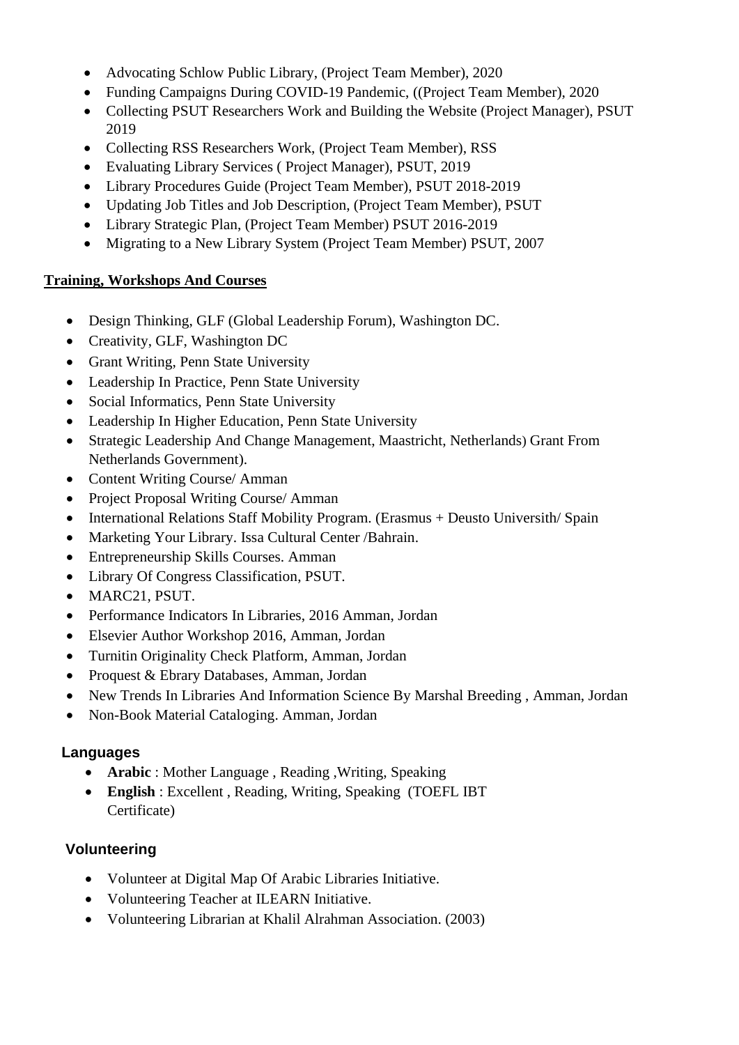- Advocating Schlow Public Library, (Project Team Member), 2020
- Funding Campaigns During COVID-19 Pandemic, ((Project Team Member), 2020
- Collecting PSUT Researchers Work and Building the Website (Project Manager), PSUT 2019
- Collecting RSS Researchers Work, (Project Team Member), RSS
- Evaluating Library Services ( Project Manager), PSUT, 2019
- Library Procedures Guide (Project Team Member), PSUT 2018-2019
- Updating Job Titles and Job Description, (Project Team Member), PSUT
- Library Strategic Plan, (Project Team Member) PSUT 2016-2019
- Migrating to a New Library System (Project Team Member) PSUT, 2007

**Training, Workshops And Courses**

- Design Thinking, GLF (Global Leadership Forum), Washington DC.
- Creativity, GLF, Washington DC
- Grant Writing, Penn State University
- Leadership In Practice, Penn State University
- Social Informatics, Penn State University
- Leadership In Higher Education, Penn State University
- Strategic Leadership And Change Management, Maastricht, Netherlands) Grant From Netherlands Government).
- Content Writing Course/ Amman
- Project Proposal Writing Course/ Amman
- International Relations Staff Mobility Program. (Erasmus + Deusto Universith/ Spain
- Marketing Your Library. Issa Cultural Center /Bahrain.
- Entrepreneurship Skills Courses. Amman
- Library Of Congress Classification, PSUT.
- MARC21, PSUT.
- Performance Indicators In Libraries, 2016 Amman, Jordan
- Elsevier Author Workshop 2016, Amman, Jordan
- Turnitin Originality Check Platform, Amman, Jordan
- Proquest & Ebrary Databases, Amman, Jordan
- New Trends In Libraries And Information Science By Marshal Breeding , Amman, Jordan
- Non-Book Material Cataloging. Amman, Jordan

**Languages**

- **Arabic** : Mother Language , Reading ,Writing, Speaking
- **English** : Excellent , Reading, Writing, Speaking (TOEFL IBT Certificate)

**Volunteering**

- Volunteer at Digital Map Of Arabic Libraries Initiative.
- Volunteering Teacher at ILEARN Initiative.
- Volunteering Librarian at Khalil Alrahman Association. (2003)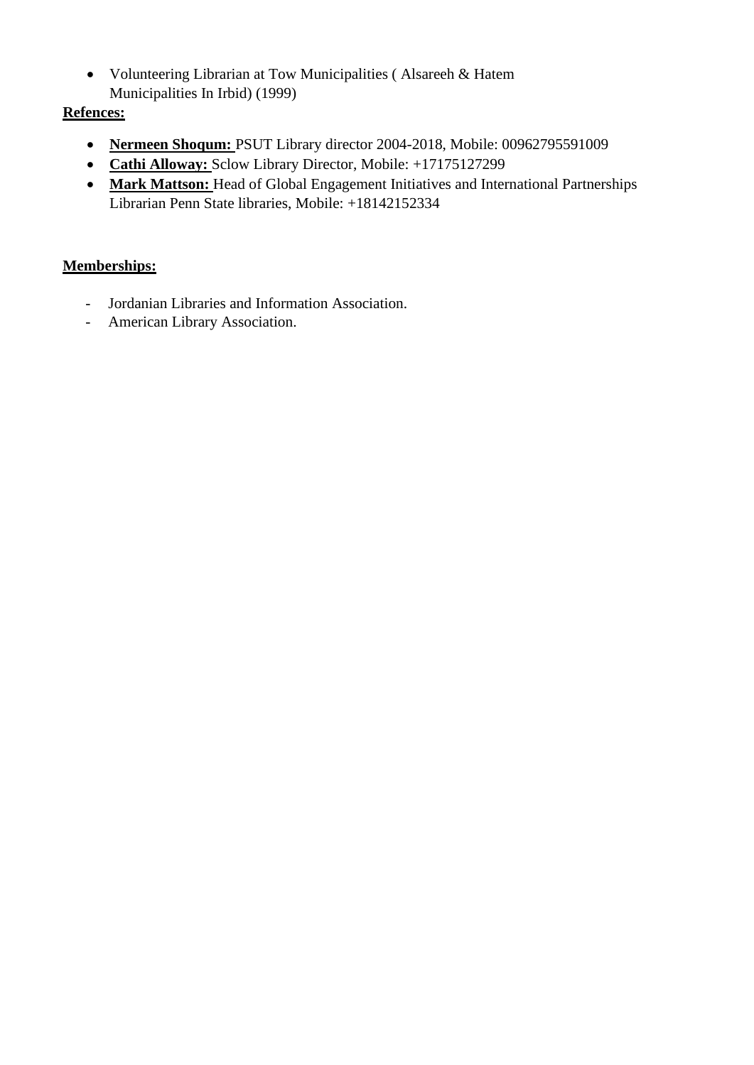- Volunteering Librarian at Tow Municipalities ( Alsareeh & Hatem Municipalities In Irbid) (1999)

**Refences:**

- **Nermeen Shoqum:** PSUT Library director 2004-2018, Mobile: 00962795591009
- **Cathi Alloway:** Sclow Library Director, Mobile: +17175127299
- **Mark Mattson:** Head of Global Engagement Initiatives and International Partnerships Librarian Penn State libraries, Mobile: +18142152334

**Memberships:**

- Jordanian Libraries and Information Association.
- American Library Association.